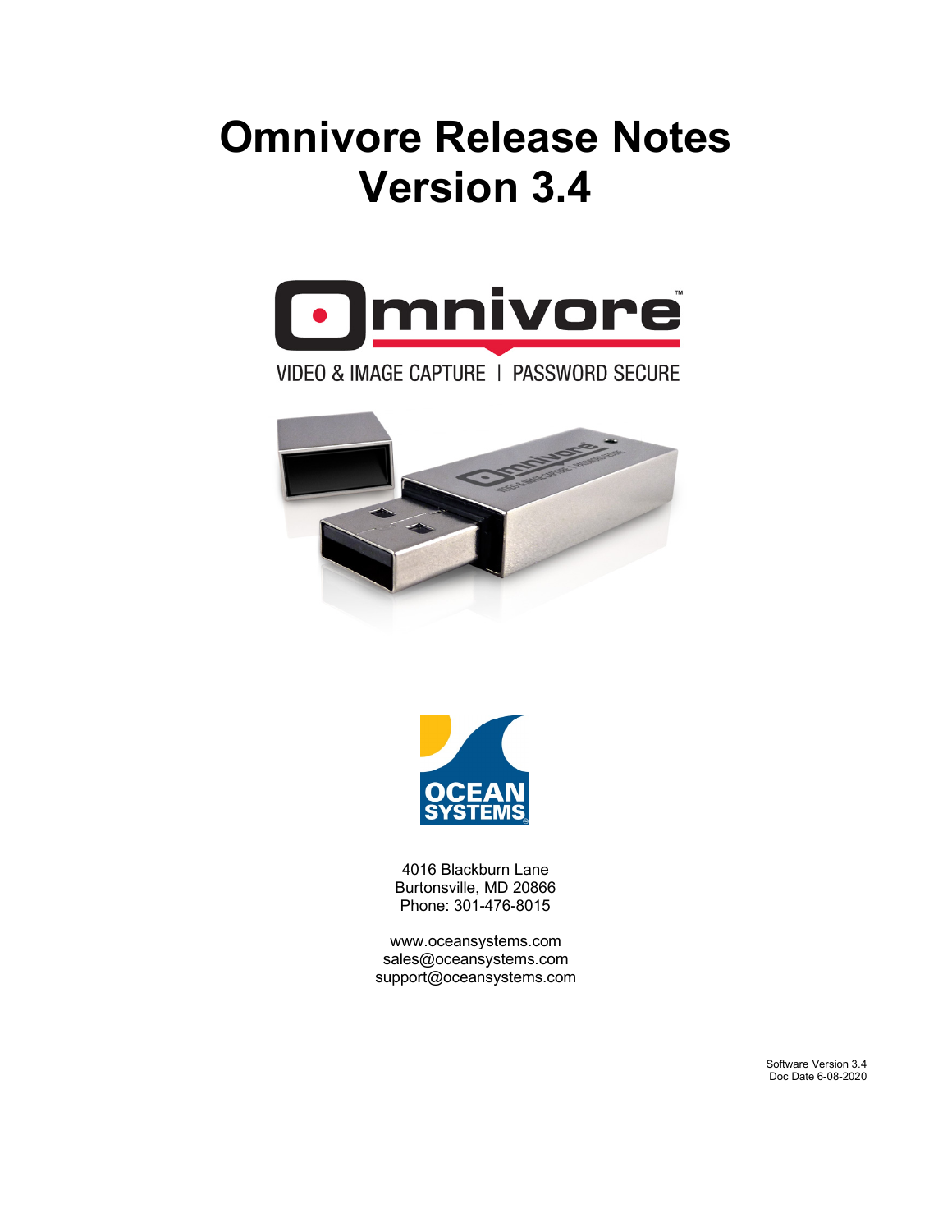# Omnivore Release Notes Version 3.4

VIDEO & IMAGE CAPTURE | PASSWORD SECURE

4016 Blackburn Lane
Burtonsville, MD 20866
Phone: 301-476-8015

www.oceansystems.com
sales@oceansystems.com
support@oceansystems.com

Software Version 3.4
Doc Date 6-08-2020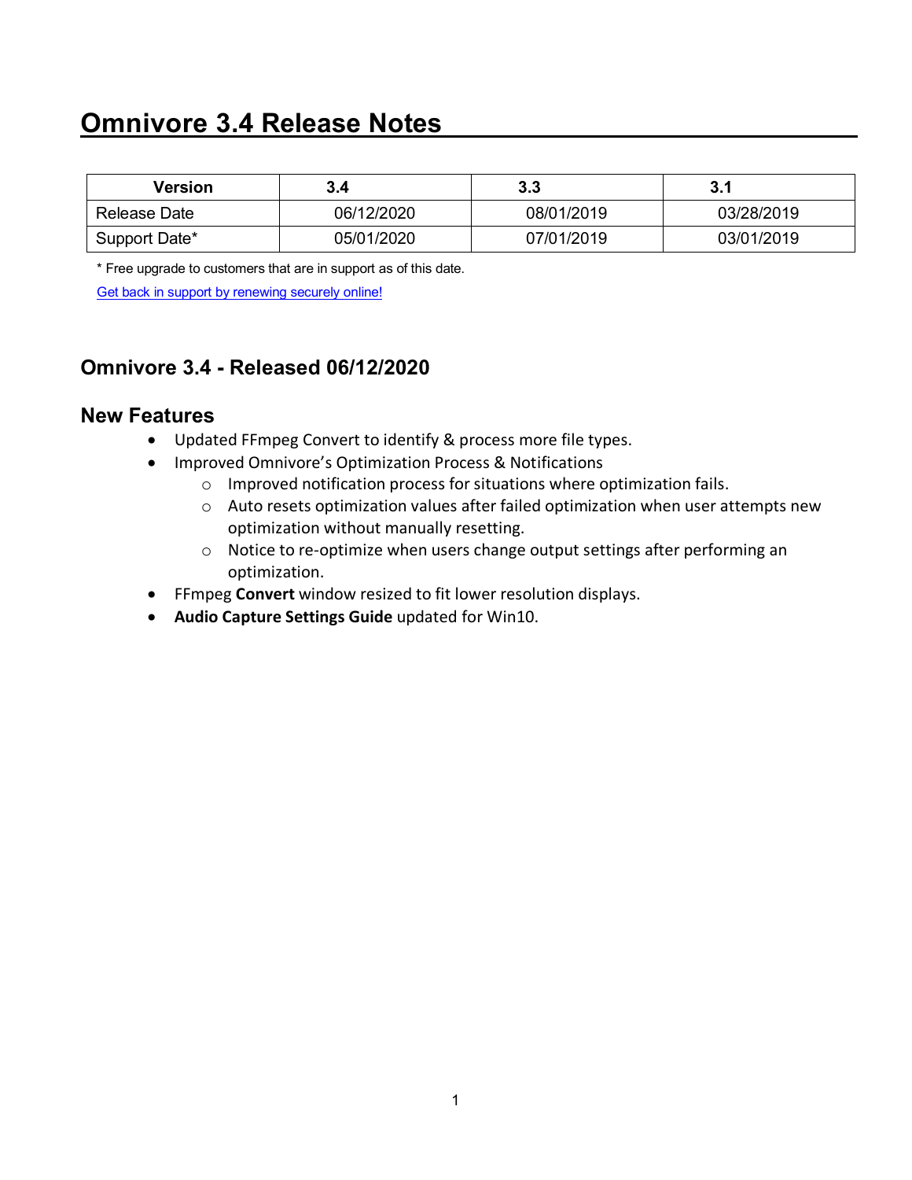# Omnivore 3.4 Release Notes

| Version | 3.4 | 3.3 | 3.1 |
|---|---|---|---|
| Release Date | 06/12/2020 | 08/01/2019 | 03/28/2019 |
| Support Date* | 05/01/2020 | 07/01/2019 | 03/01/2019 |

* Free upgrade to customers that are in support as of this date.

Get back in support by renewing securely online!

## Omnivore 3.4 - Released 06/12/2020

## New Features

- Updated FFmpeg Convert to identify & process more file types.
- Improved Omnivore's Optimization Process & Notifications
    - Improved notification process for situations where optimization fails.
    - Auto resets optimization values after failed optimization when user attempts new optimization without manually resetting.
    - Notice to re-optimize when users change output settings after performing an optimization.
- FFmpeg **Convert** window resized to fit lower resolution displays.
- **Audio Capture Settings Guide** updated for Win10.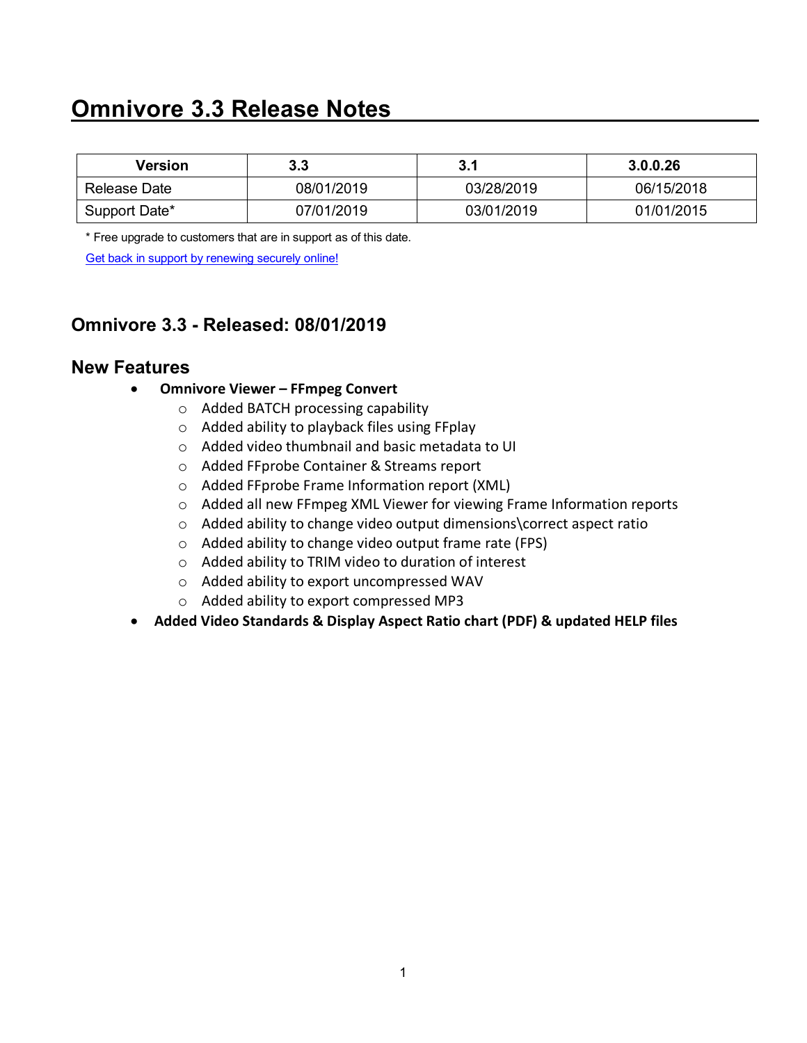# Omnivore 3.3 Release Notes

| Version | 3.3 | 3.1 | 3.0.0.26 |
| --- | --- | --- | --- |
| Release Date | 08/01/2019 | 03/28/2019 | 06/15/2018 |
| Support Date* | 07/01/2019 | 03/01/2019 | 01/01/2015 |

* Free upgrade to customers that are in support as of this date.

Get back in support by renewing securely online!

## Omnivore 3.3 - Released: 08/01/2019

## New Features

- **Omnivore Viewer – FFmpeg Convert**
  - Added BATCH processing capability
  - Added ability to playback files using FFplay
  - Added video thumbnail and basic metadata to UI
  - Added FFprobe Container & Streams report
  - Added FFprobe Frame Information report (XML)
  - Added all new FFmpeg XML Viewer for viewing Frame Information reports
  - Added ability to change video output dimensions\correct aspect ratio
  - Added ability to change video output frame rate (FPS)
  - Added ability to TRIM video to duration of interest
  - Added ability to export uncompressed WAV
  - Added ability to export compressed MP3
- **Added Video Standards & Display Aspect Ratio chart (PDF) & updated HELP files**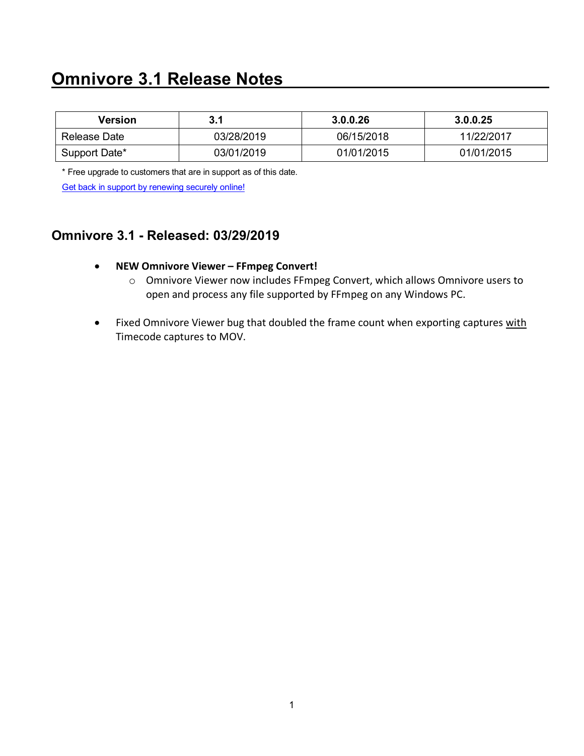# Omnivore 3.1 Release Notes

| Version | 3.1 | 3.0.0.26 | 3.0.0.25 |
| --- | --- | --- | --- |
| Release Date | 03/28/2019 | 06/15/2018 | 11/22/2017 |
| Support Date* | 03/01/2019 | 01/01/2015 | 01/01/2015 |

* Free upgrade to customers that are in support as of this date.

Get back in support by renewing securely online!

## Omnivore 3.1 - Released: 03/29/2019

- **NEW Omnivore Viewer – FFmpeg Convert!**
  - Omnivore Viewer now includes FFmpeg Convert, which allows Omnivore users to open and process any file supported by FFmpeg on any Windows PC.

- Fixed Omnivore Viewer bug that doubled the frame count when exporting captures with Timecode captures to MOV.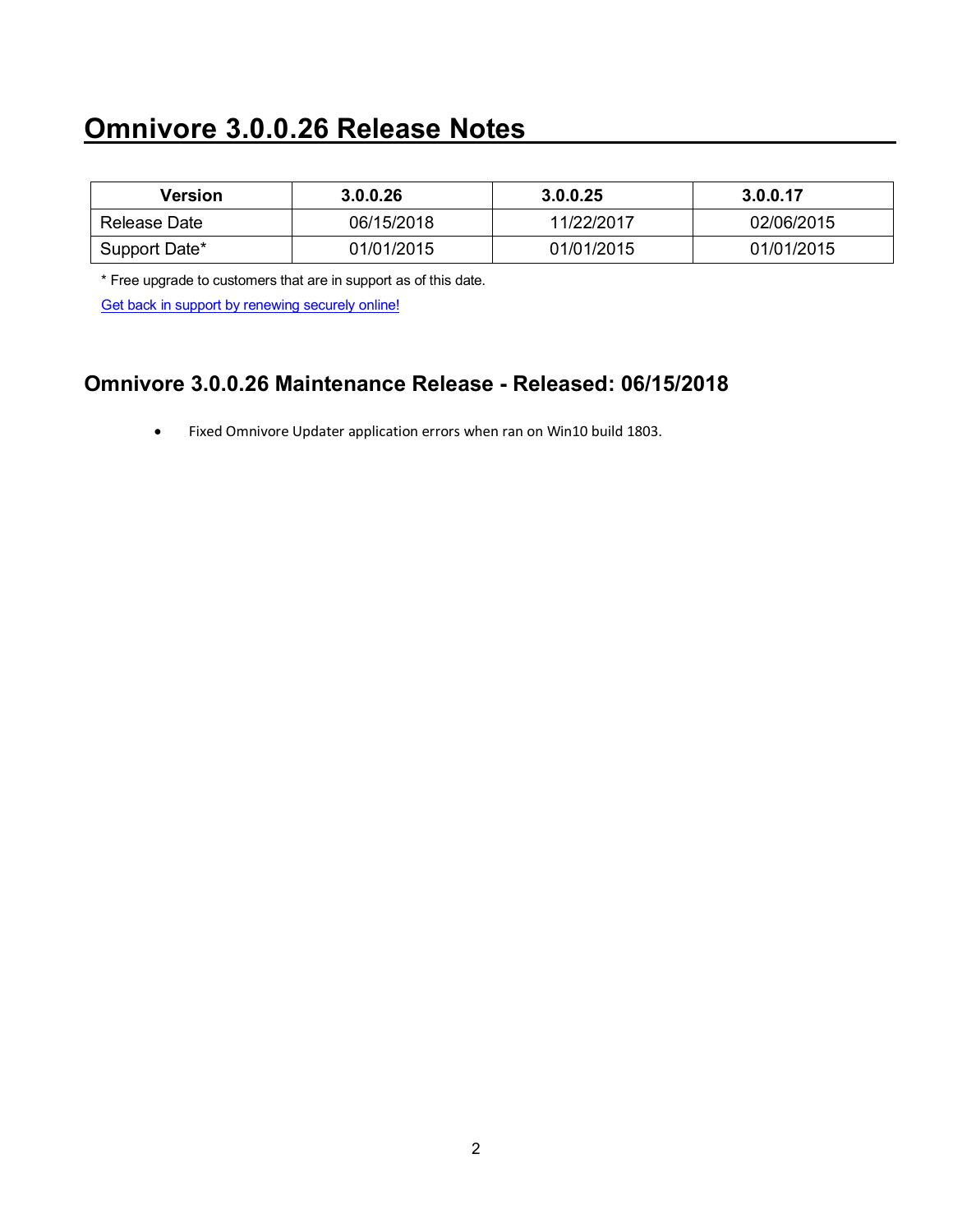# Omnivore 3.0.0.26 Release Notes

| Version | 3.0.0.26 | 3.0.0.25 | 3.0.0.17 |
|---|---|---|---|
| Release Date | 06/15/2018 | 11/22/2017 | 02/06/2015 |
| Support Date* | 01/01/2015 | 01/01/2015 | 01/01/2015 |

* Free upgrade to customers that are in support as of this date.

Get back in support by renewing securely online!

## Omnivore 3.0.0.26 Maintenance Release - Released: 06/15/2018

- Fixed Omnivore Updater application errors when ran on Win10 build 1803.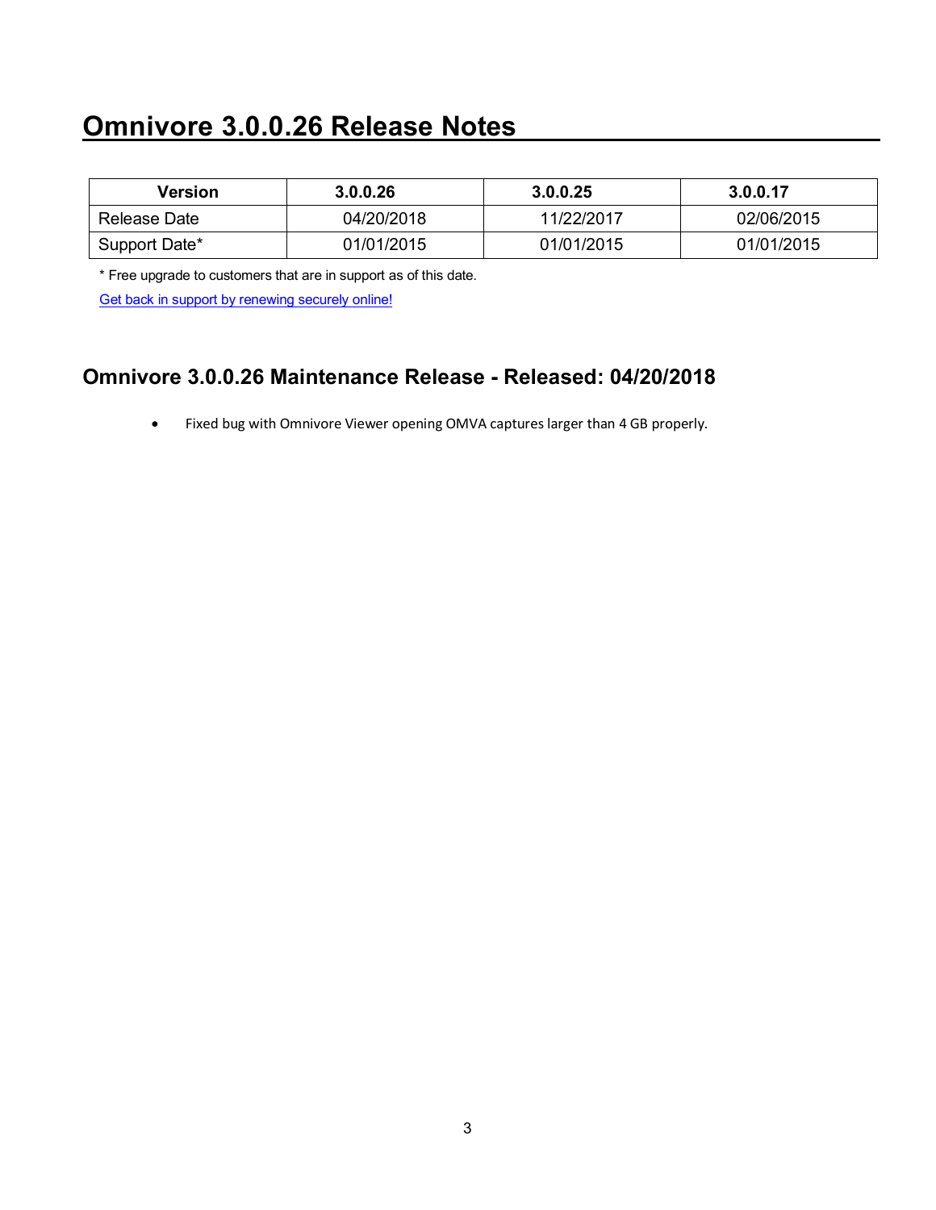# Omnivore 3.0.0.26 Release Notes

| Version | 3.0.0.26 | 3.0.0.25 | 3.0.0.17 |
|---|---|---|---|
| Release Date | 04/20/2018 | 11/22/2017 | 02/06/2015 |
| Support Date* | 01/01/2015 | 01/01/2015 | 01/01/2015 |

* Free upgrade to customers that are in support as of this date.

[Get back in support by renewing securely online!]()

## Omnivore 3.0.0.26 Maintenance Release - Released: 04/20/2018

- Fixed bug with Omnivore Viewer opening OMVA captures larger than 4 GB properly.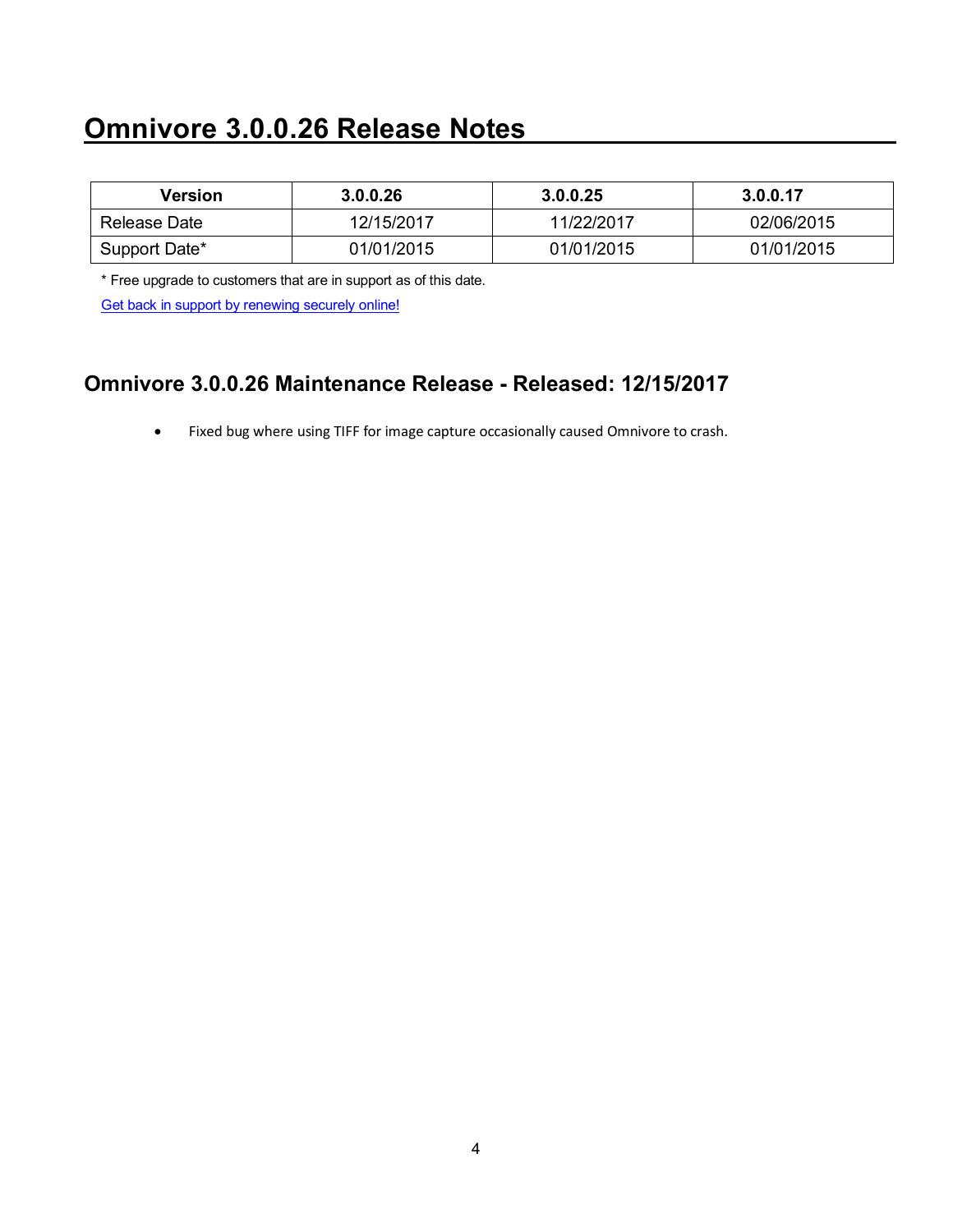# Omnivore 3.0.0.26 Release Notes

| Version | 3.0.0.26 | 3.0.0.25 | 3.0.0.17 |
| --- | --- | --- | --- |
| Release Date | 12/15/2017 | 11/22/2017 | 02/06/2015 |
| Support Date* | 01/01/2015 | 01/01/2015 | 01/01/2015 |

* Free upgrade to customers that are in support as of this date.

Get back in support by renewing securely online!

## Omnivore 3.0.0.26 Maintenance Release - Released: 12/15/2017

- Fixed bug where using TIFF for image capture occasionally caused Omnivore to crash.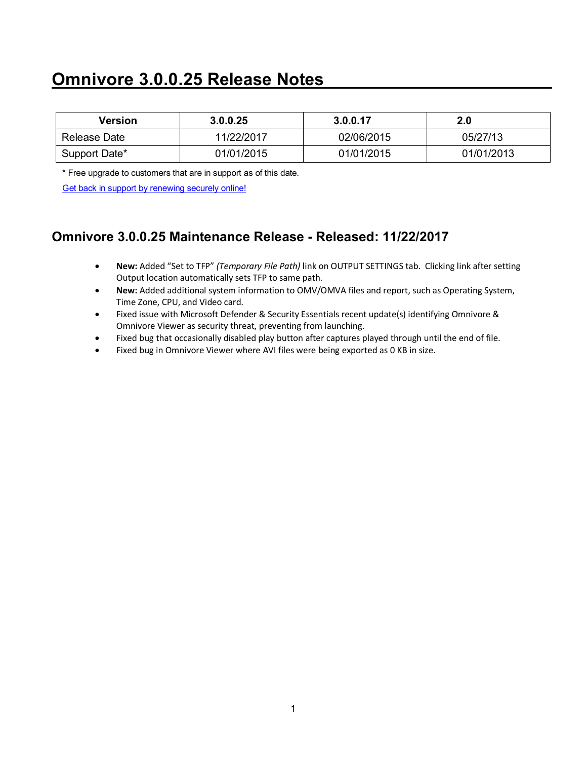# Omnivore 3.0.0.25 Release Notes

| Version | 3.0.0.25 | 3.0.0.17 | 2.0 |
|---|---|---|---|
| Release Date | 11/22/2017 | 02/06/2015 | 05/27/13 |
| Support Date* | 01/01/2015 | 01/01/2015 | 01/01/2013 |

* Free upgrade to customers that are in support as of this date.

Get back in support by renewing securely online!

## Omnivore 3.0.0.25 Maintenance Release - Released: 11/22/2017

- **New:** Added "Set to TFP" *(Temporary File Path)* link on OUTPUT SETTINGS tab. Clicking link after setting Output location automatically sets TFP to same path.
- **New:** Added additional system information to OMV/OMVA files and report, such as Operating System, Time Zone, CPU, and Video card.
- Fixed issue with Microsoft Defender & Security Essentials recent update(s) identifying Omnivore & Omnivore Viewer as security threat, preventing from launching.
- Fixed bug that occasionally disabled play button after captures played through until the end of file.
- Fixed bug in Omnivore Viewer where AVI files were being exported as 0 KB in size.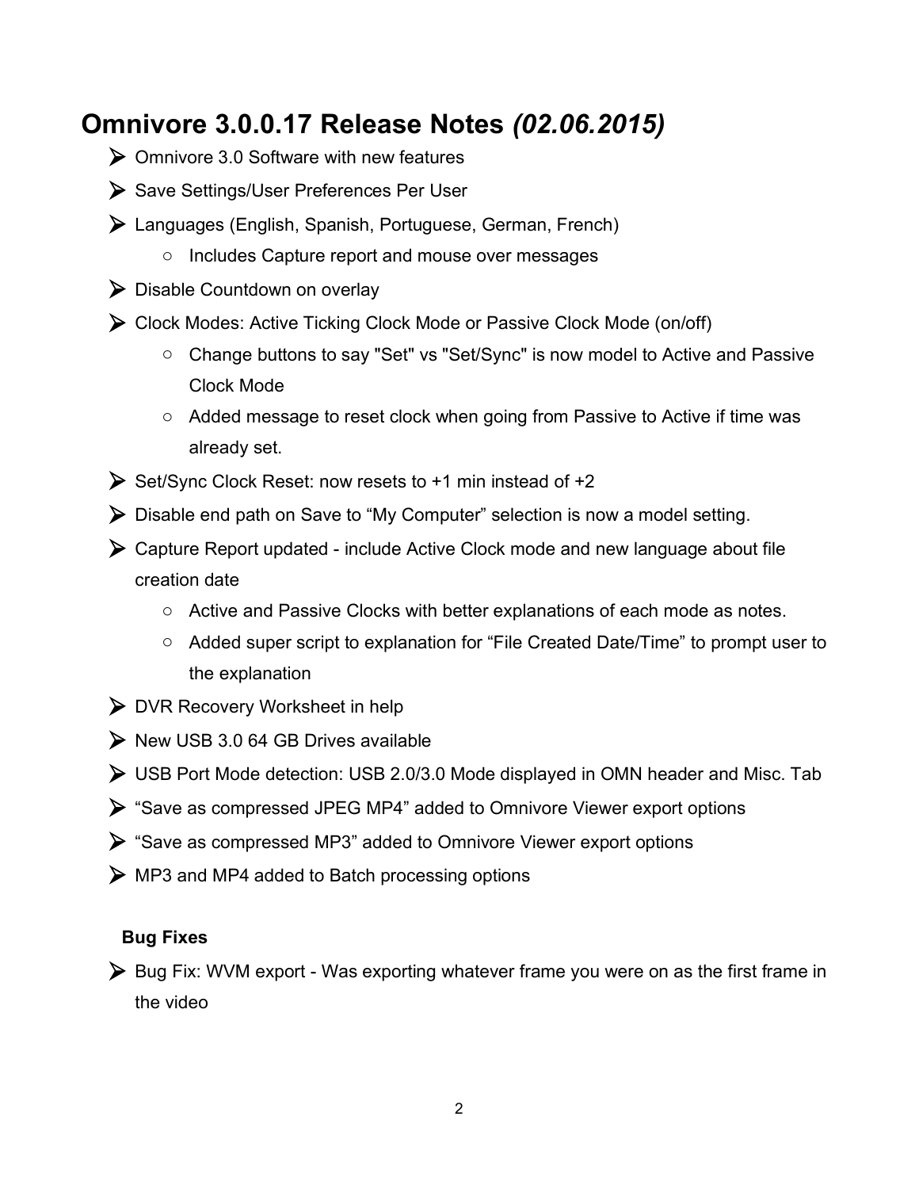# Omnivore 3.0.0.17 Release Notes *(02.06.2015)*

- Omnivore 3.0 Software with new features
- Save Settings/User Preferences Per User
- Languages (English, Spanish, Portuguese, German, French)
  - Includes Capture report and mouse over messages
- Disable Countdown on overlay
- Clock Modes: Active Ticking Clock Mode or Passive Clock Mode (on/off)
  - Change buttons to say "Set" vs "Set/Sync" is now model to Active and Passive Clock Mode
  - Added message to reset clock when going from Passive to Active if time was already set.
- Set/Sync Clock Reset: now resets to +1 min instead of +2
- Disable end path on Save to “My Computer” selection is now a model setting.
- Capture Report updated - include Active Clock mode and new language about file creation date
  - Active and Passive Clocks with better explanations of each mode as notes.
  - Added super script to explanation for “File Created Date/Time” to prompt user to the explanation
- DVR Recovery Worksheet in help
- New USB 3.0 64 GB Drives available
- USB Port Mode detection: USB 2.0/3.0 Mode displayed in OMN header and Misc. Tab
- “Save as compressed JPEG MP4” added to Omnivore Viewer export options
- “Save as compressed MP3” added to Omnivore Viewer export options
- MP3 and MP4 added to Batch processing options

**Bug Fixes**

- Bug Fix: WVM export - Was exporting whatever frame you were on as the first frame in the video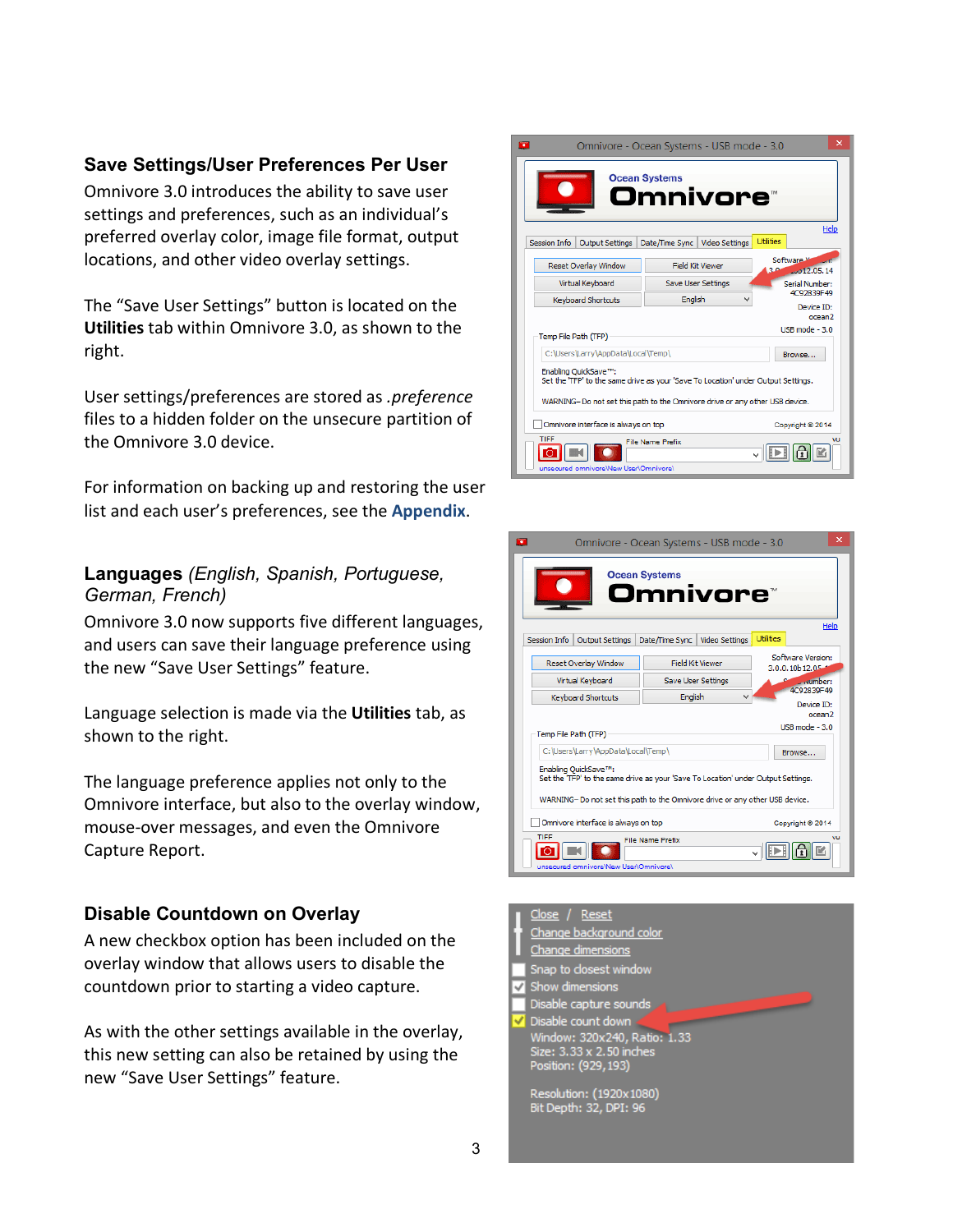## Save Settings/User Preferences Per User

Omnivore 3.0 introduces the ability to save user settings and preferences, such as an individual's preferred overlay color, image file format, output locations, and other video overlay settings.

The "Save User Settings" button is located on the **Utilities** tab within Omnivore 3.0, as shown to the right.

User settings/preferences are stored as *.preference* files to a hidden folder on the unsecure partition of the Omnivore 3.0 device.

For information on backing up and restoring the user list and each user's preferences, see the **Appendix**.

## Languages *(English, Spanish, Portuguese, German, French)*

Omnivore 3.0 now supports five different languages, and users can save their language preference using the new "Save User Settings" feature.

Language selection is made via the **Utilities** tab, as shown to the right.

The language preference applies not only to the Omnivore interface, but also to the overlay window, mouse-over messages, and even the Omnivore Capture Report.

## Disable Countdown on Overlay

A new checkbox option has been included on the overlay window that allows users to disable the countdown prior to starting a video capture.

As with the other settings available in the overlay, this new setting can also be retained by using the new "Save User Settings" feature.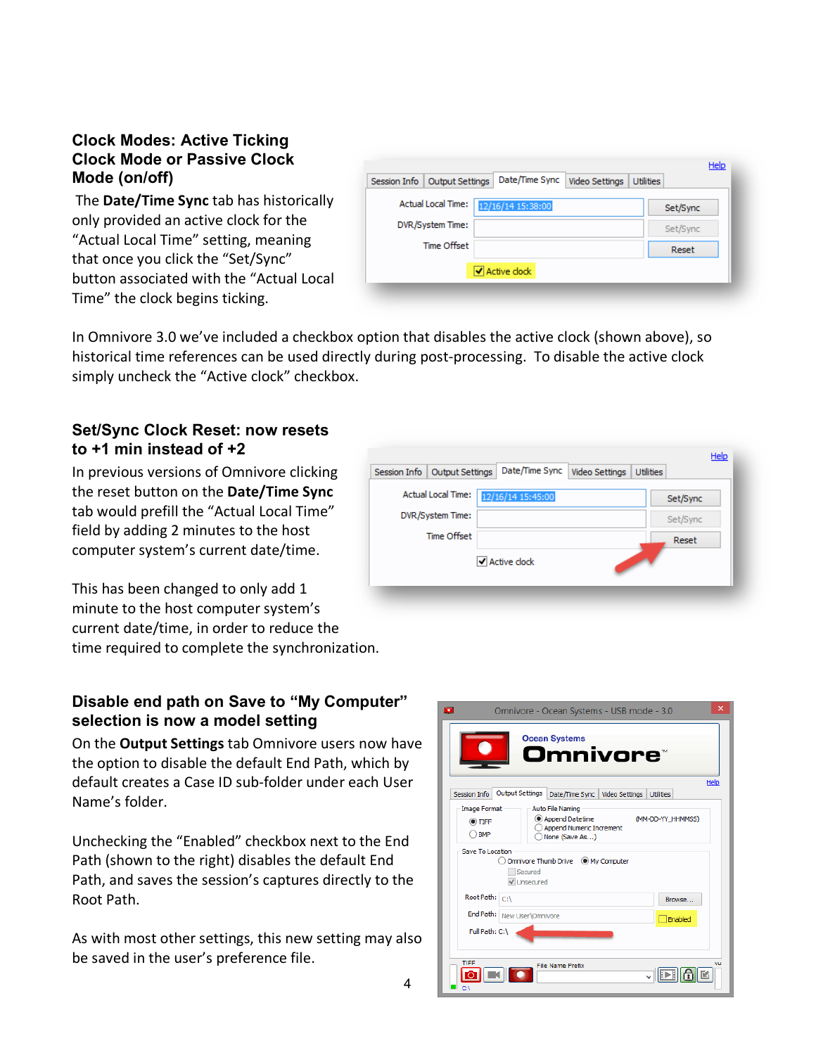## Clock Modes: Active Ticking Clock Mode or Passive Clock Mode (on/off)

The **Date/Time Sync** tab has historically only provided an active clock for the "Actual Local Time" setting, meaning that once you click the "Set/Sync" button associated with the "Actual Local Time" the clock begins ticking.

In Omnivore 3.0 we've included a checkbox option that disables the active clock (shown above), so historical time references can be used directly during post-processing. To disable the active clock simply uncheck the "Active clock" checkbox.

## Set/Sync Clock Reset: now resets to +1 min instead of +2

In previous versions of Omnivore clicking the reset button on the **Date/Time Sync** tab would prefill the "Actual Local Time" field by adding 2 minutes to the host computer system's current date/time.

This has been changed to only add 1 minute to the host computer system's current date/time, in order to reduce the time required to complete the synchronization.

## Disable end path on Save to "My Computer" selection is now a model setting

On the **Output Settings** tab Omnivore users now have the option to disable the default End Path, which by default creates a Case ID sub-folder under each User Name's folder.

Unchecking the "Enabled" checkbox next to the End Path (shown to the right) disables the default End Path, and saves the session's captures directly to the Root Path.

As with most other settings, this new setting may also be saved in the user's preference file.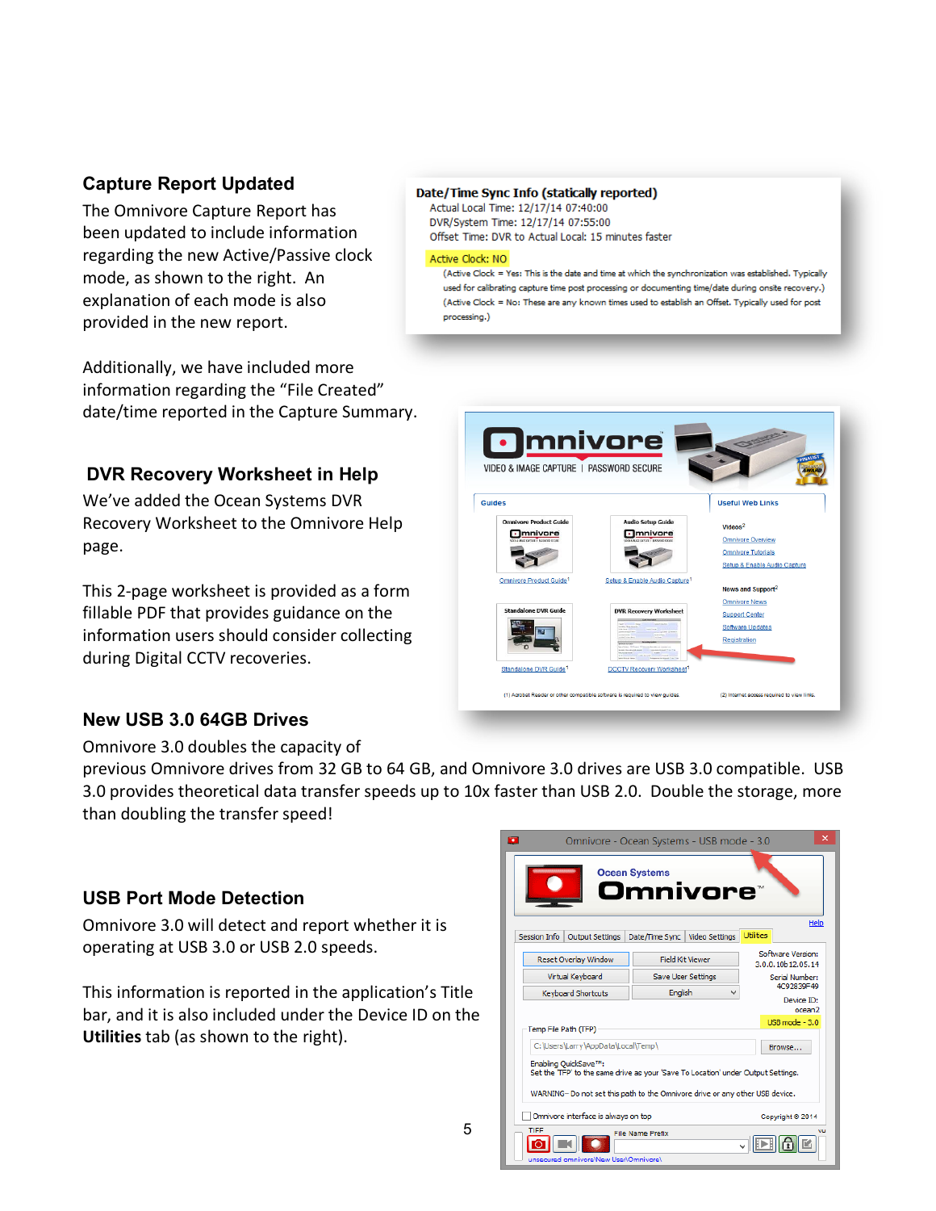## Capture Report Updated

The Omnivore Capture Report has been updated to include information regarding the new Active/Passive clock mode, as shown to the right. An explanation of each mode is also provided in the new report.

Additionally, we have included more information regarding the “File Created” date/time reported in the Capture Summary.

## DVR Recovery Worksheet in Help

We’ve added the Ocean Systems DVR Recovery Worksheet to the Omnivore Help page.

This 2-page worksheet is provided as a form fillable PDF that provides guidance on the information users should consider collecting during Digital CCTV recoveries.

## New USB 3.0 64GB Drives

Omnivore 3.0 doubles the capacity of previous Omnivore drives from 32 GB to 64 GB, and Omnivore 3.0 drives are USB 3.0 compatible. USB 3.0 provides theoretical data transfer speeds up to 10x faster than USB 2.0. Double the storage, more than doubling the transfer speed!

## USB Port Mode Detection

Omnivore 3.0 will detect and report whether it is operating at USB 3.0 or USB 2.0 speeds.

This information is reported in the application’s Title bar, and it is also included under the Device ID on the **Utilities** tab (as shown to the right).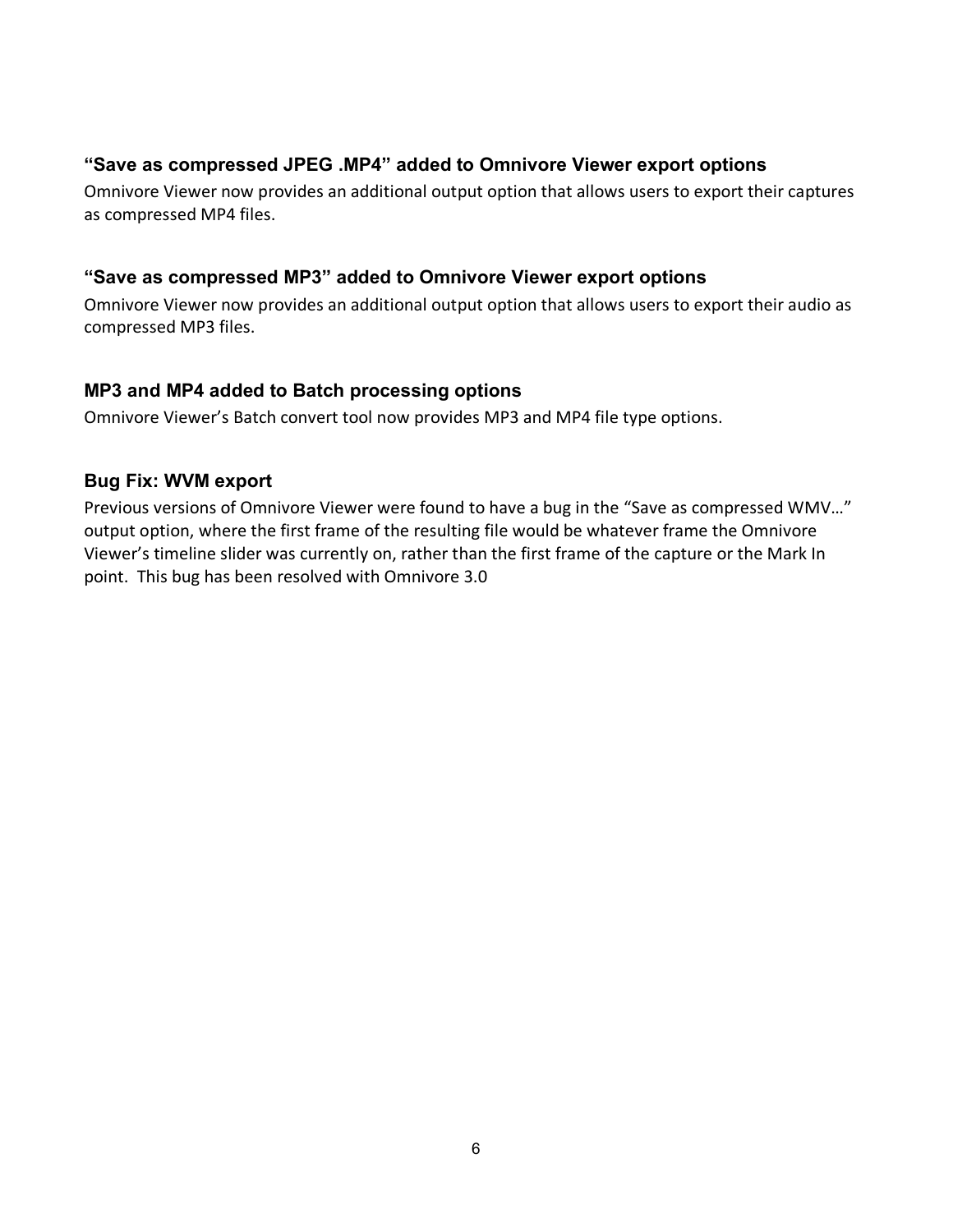### "Save as compressed JPEG .MP4" added to Omnivore Viewer export options

Omnivore Viewer now provides an additional output option that allows users to export their captures as compressed MP4 files.

### "Save as compressed MP3" added to Omnivore Viewer export options

Omnivore Viewer now provides an additional output option that allows users to export their audio as compressed MP3 files.

### MP3 and MP4 added to Batch processing options

Omnivore Viewer's Batch convert tool now provides MP3 and MP4 file type options.

### Bug Fix: WVM export

Previous versions of Omnivore Viewer were found to have a bug in the "Save as compressed WMV…" output option, where the first frame of the resulting file would be whatever frame the Omnivore Viewer's timeline slider was currently on, rather than the first frame of the capture or the Mark In point. This bug has been resolved with Omnivore 3.0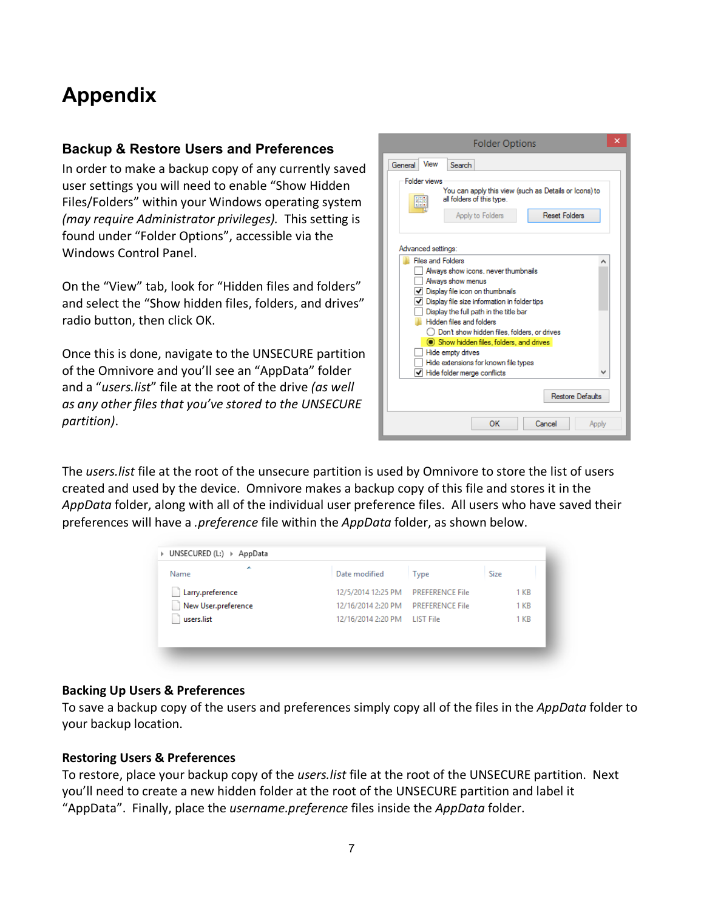# Appendix

## Backup & Restore Users and Preferences

In order to make a backup copy of any currently saved user settings you will need to enable "Show Hidden Files/Folders" within your Windows operating system *(may require Administrator privileges)*. This setting is found under "Folder Options", accessible via the Windows Control Panel.

On the "View" tab, look for "Hidden files and folders" and select the "Show hidden files, folders, and drives" radio button, then click OK.

Once this is done, navigate to the UNSECURE partition of the Omnivore and you'll see an "AppData" folder and a "*users.list*" file at the root of the drive *(as well as any other files that you've stored to the UNSECURE partition)*.

The *users.list* file at the root of the unsecure partition is used by Omnivore to store the list of users created and used by the device. Omnivore makes a backup copy of this file and stores it in the *AppData* folder, along with all of the individual user preference files. All users who have saved their preferences will have a *.preference* file within the *AppData* folder, as shown below.

### Backing Up Users & Preferences

To save a backup copy of the users and preferences simply copy all of the files in the *AppData* folder to your backup location.

### Restoring Users & Preferences

To restore, place your backup copy of the *users.list* file at the root of the UNSECURE partition. Next you'll need to create a new hidden folder at the root of the UNSECURE partition and label it "AppData". Finally, place the *username.preference* files inside the *AppData* folder.